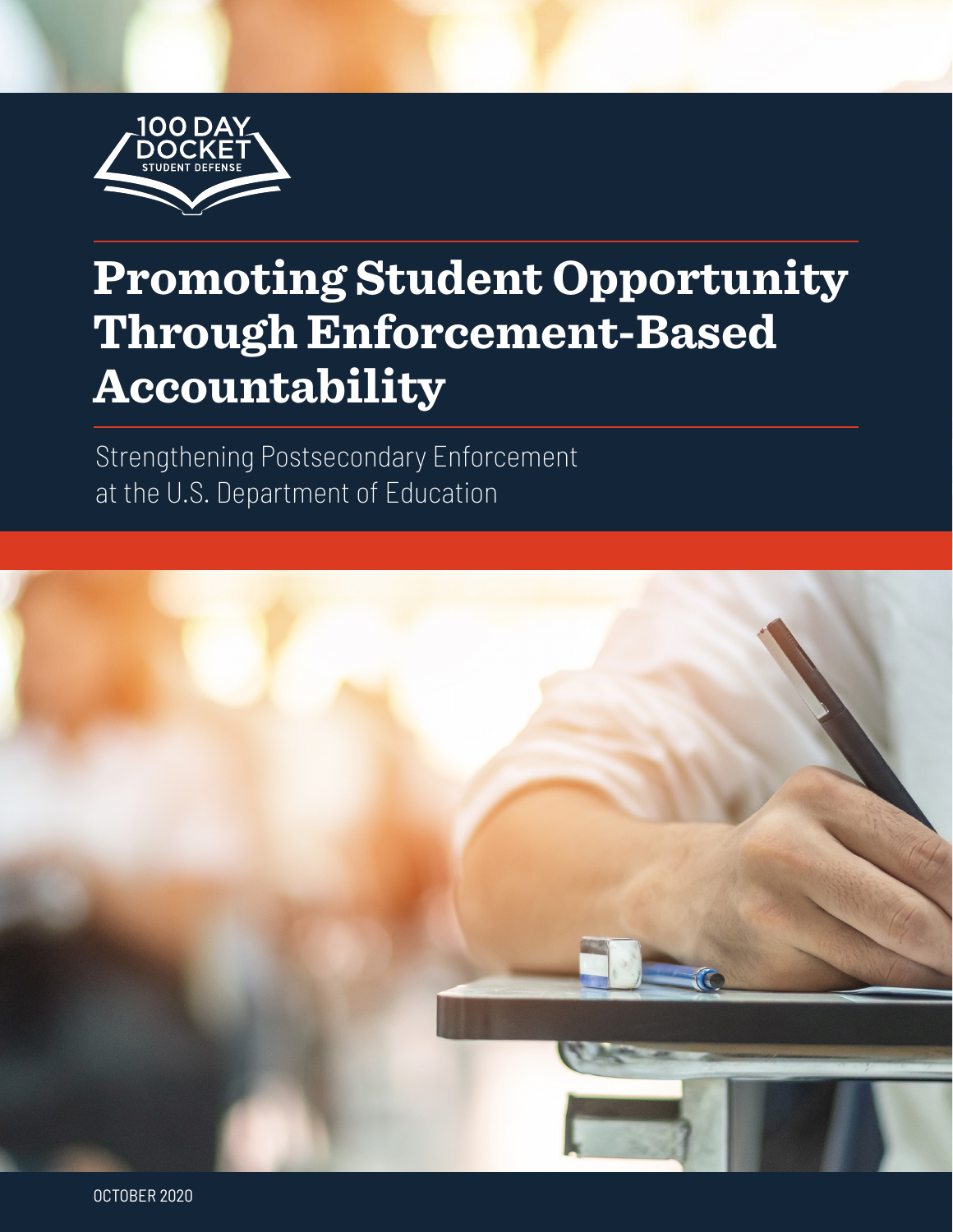100 DAY DOCKET
STUDENT DEFENSE

# Promoting Student Opportunity Through Enforcement-Based Accountability

Strengthening Postsecondary Enforcement at the U.S. Department of Education

OCTOBER 2020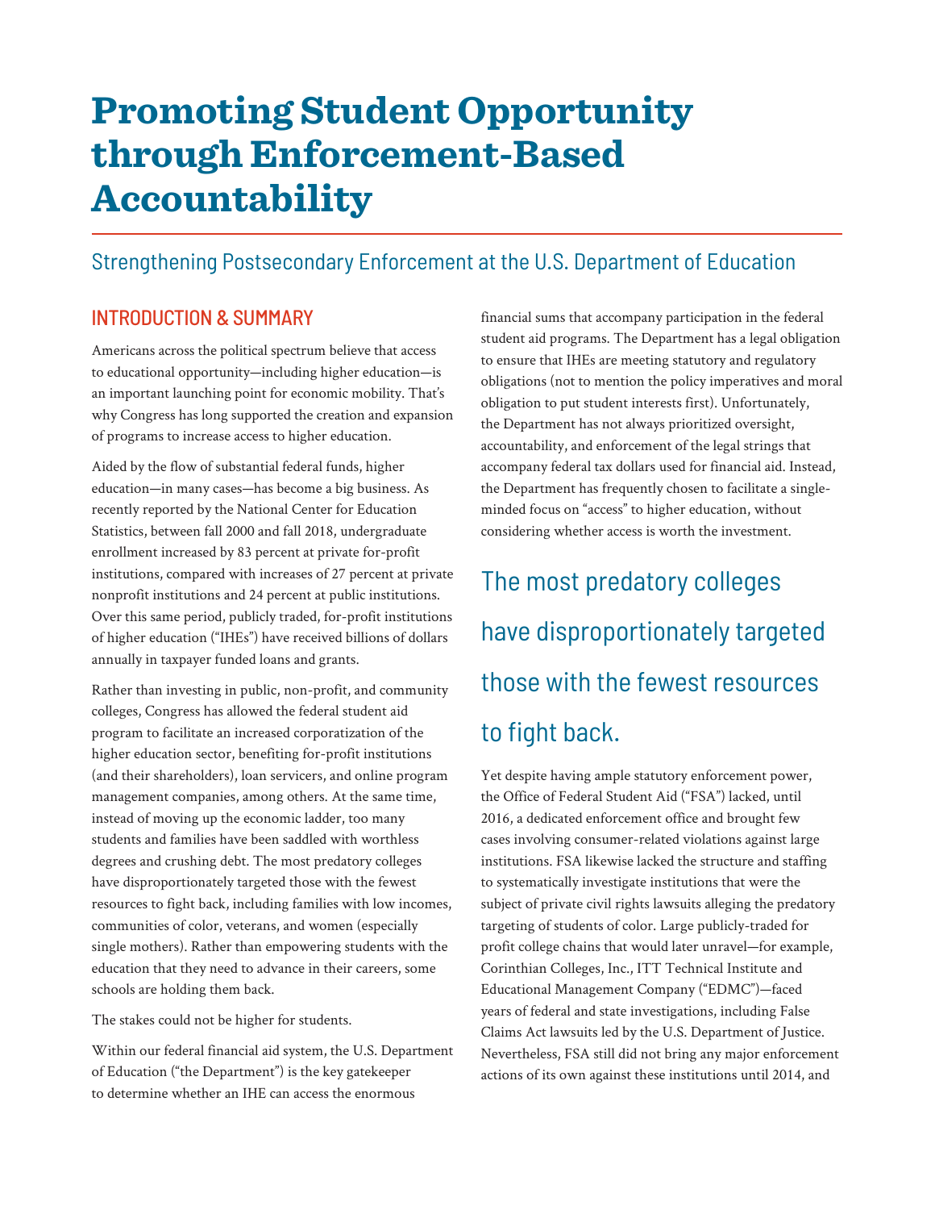# Promoting Student Opportunity through Enforcement-Based Accountability

## Strengthening Postsecondary Enforcement at the U.S. Department of Education

### INTRODUCTION & SUMMARY

Americans across the political spectrum believe that access to educational opportunity—including higher education—is an important launching point for economic mobility. That's why Congress has long supported the creation and expansion of programs to increase access to higher education.

Aided by the flow of substantial federal funds, higher education—in many cases—has become a big business. As recently reported by the National Center for Education Statistics, between fall 2000 and fall 2018, undergraduate enrollment increased by 83 percent at private for-profit institutions, compared with increases of 27 percent at private nonprofit institutions and 24 percent at public institutions. Over this same period, publicly traded, for-profit institutions of higher education ("IHEs") have received billions of dollars annually in taxpayer funded loans and grants.

Rather than investing in public, non-profit, and community colleges, Congress has allowed the federal student aid program to facilitate an increased corporatization of the higher education sector, benefiting for-profit institutions (and their shareholders), loan servicers, and online program management companies, among others. At the same time, instead of moving up the economic ladder, too many students and families have been saddled with worthless degrees and crushing debt. The most predatory colleges have disproportionately targeted those with the fewest resources to fight back, including families with low incomes, communities of color, veterans, and women (especially single mothers). Rather than empowering students with the education that they need to advance in their careers, some schools are holding them back.

The stakes could not be higher for students.

Within our federal financial aid system, the U.S. Department of Education ("the Department") is the key gatekeeper to determine whether an IHE can access the enormous financial sums that accompany participation in the federal student aid programs. The Department has a legal obligation to ensure that IHEs are meeting statutory and regulatory obligations (not to mention the policy imperatives and moral obligation to put student interests first). Unfortunately, the Department has not always prioritized oversight, accountability, and enforcement of the legal strings that accompany federal tax dollars used for financial aid. Instead, the Department has frequently chosen to facilitate a single-minded focus on "access" to higher education, without considering whether access is worth the investment.

> The most predatory colleges have disproportionately targeted those with the fewest resources to fight back.

Yet despite having ample statutory enforcement power, the Office of Federal Student Aid ("FSA") lacked, until 2016, a dedicated enforcement office and brought few cases involving consumer-related violations against large institutions. FSA likewise lacked the structure and staffing to systematically investigate institutions that were the subject of private civil rights lawsuits alleging the predatory targeting of students of color. Large publicly-traded for profit college chains that would later unravel—for example, Corinthian Colleges, Inc., ITT Technical Institute and Educational Management Company ("EDMC")—faced years of federal and state investigations, including False Claims Act lawsuits led by the U.S. Department of Justice. Nevertheless, FSA still did not bring any major enforcement actions of its own against these institutions until 2014, and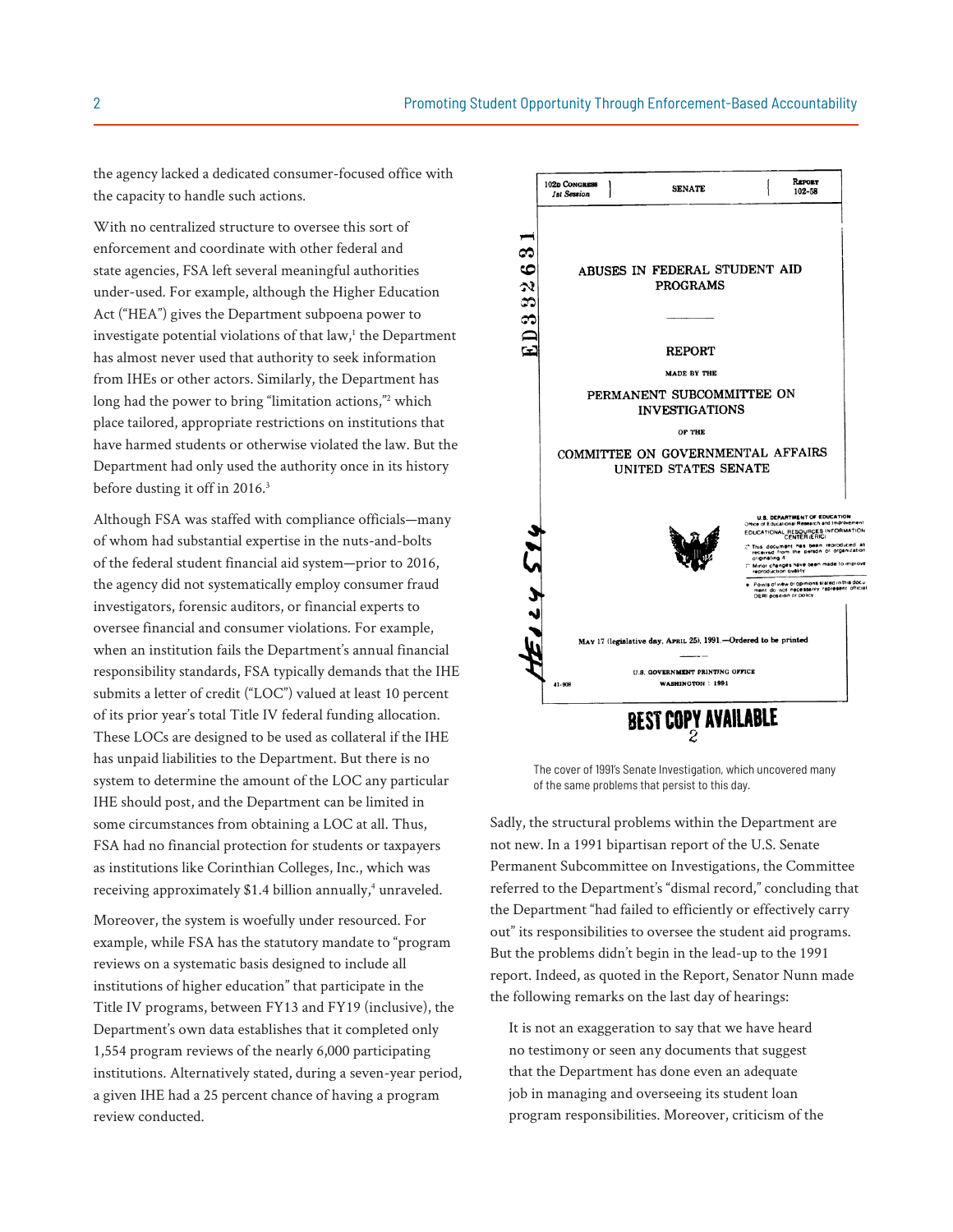the agency lacked a dedicated consumer-focused office with the capacity to handle such actions.

With no centralized structure to oversee this sort of enforcement and coordinate with other federal and state agencies, FSA left several meaningful authorities under-used. For example, although the Higher Education Act ("HEA") gives the Department subpoena power to investigate potential violations of that law,[1] the Department has almost never used that authority to seek information from IHEs or other actors. Similarly, the Department has long had the power to bring "limitation actions,"[2] which place tailored, appropriate restrictions on institutions that have harmed students or otherwise violated the law. But the Department had only used the authority once in its history before dusting it off in 2016.[3]

Although FSA was staffed with compliance officials—many of whom had substantial expertise in the nuts-and-bolts of the federal student financial aid system—prior to 2016, the agency did not systematically employ consumer fraud investigators, forensic auditors, or financial experts to oversee financial and consumer violations. For example, when an institution fails the Department's annual financial responsibility standards, FSA typically demands that the IHE submits a letter of credit ("LOC") valued at least 10 percent of its prior year's total Title IV federal funding allocation. These LOCs are designed to be used as collateral if the IHE has unpaid liabilities to the Department. But there is no system to determine the amount of the LOC any particular IHE should post, and the Department can be limited in some circumstances from obtaining a LOC at all. Thus, FSA had no financial protection for students or taxpayers as institutions like Corinthian Colleges, Inc., which was receiving approximately $1.4 billion annually,[4] unraveled.

Moreover, the system is woefully under resourced. For example, while FSA has the statutory mandate to "program reviews on a systematic basis designed to include all institutions of higher education" that participate in the Title IV programs, between FY13 and FY19 (inclusive), the Department's own data establishes that it completed only 1,554 program reviews of the nearly 6,000 participating institutions. Alternatively stated, during a seven-year period, a given IHE had a 25 percent chance of having a program review conducted.

102d Congress 1st Session | SENATE | Report 102-58

ABUSES IN FEDERAL STUDENT AID PROGRAMS

REPORT

MADE BY THE

PERMANENT SUBCOMMITTEE ON INVESTIGATIONS

OF THE

COMMITTEE ON GOVERNMENTAL AFFAIRS UNITED STATES SENATE

May 17 (legislative day, April 25), 1991.—Ordered to be printed

U.S. GOVERNMENT PRINTING OFFICE WASHINGTON : 1991

BEST COPY AVAILABLE

The cover of 1991's Senate Investigation, which uncovered many of the same problems that persist to this day.

Sadly, the structural problems within the Department are not new. In a 1991 bipartisan report of the U.S. Senate Permanent Subcommittee on Investigations, the Committee referred to the Department's "dismal record," concluding that the Department "had failed to efficiently or effectively carry out" its responsibilities to oversee the student aid programs. But the problems didn't begin in the lead-up to the 1991 report. Indeed, as quoted in the Report, Senator Nunn made the following remarks on the last day of hearings:

> It is not an exaggeration to say that we have heard no testimony or seen any documents that suggest that the Department has done even an adequate job in managing and overseeing its student loan program responsibilities. Moreover, criticism of the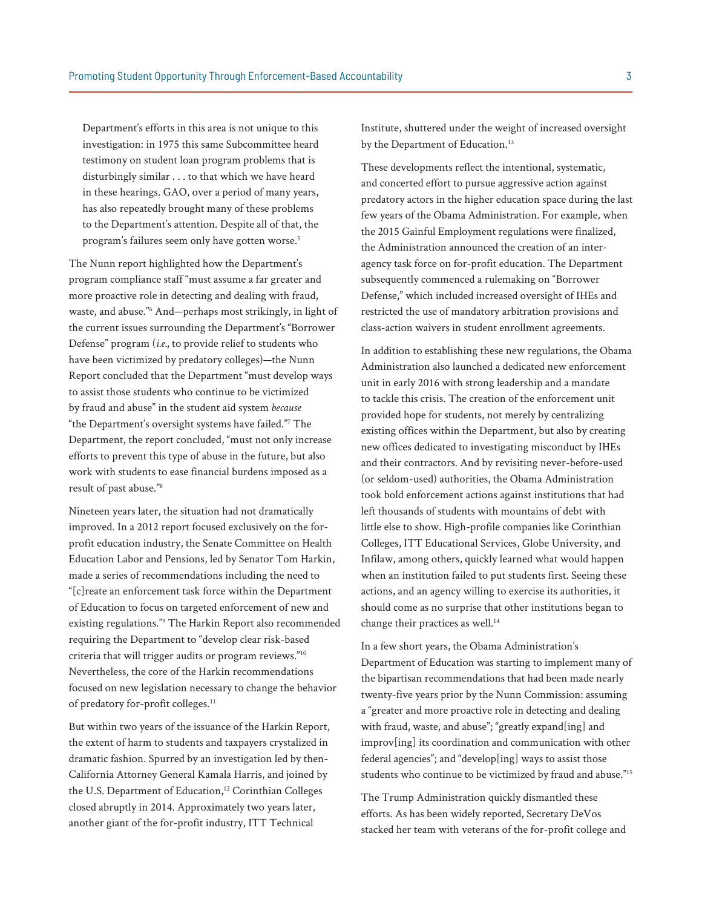Department's efforts in this area is not unique to this investigation: in 1975 this same Subcommittee heard testimony on student loan program problems that is disturbingly similar . . . to that which we have heard in these hearings. GAO, over a period of many years, has also repeatedly brought many of these problems to the Department's attention. Despite all of that, the program's failures seem only have gotten worse.[5]

The Nunn report highlighted how the Department's program compliance staff "must assume a far greater and more proactive role in detecting and dealing with fraud, waste, and abuse."[6] And—perhaps most strikingly, in light of the current issues surrounding the Department's "Borrower Defense" program (*i.e.*, to provide relief to students who have been victimized by predatory colleges)—the Nunn Report concluded that the Department "must develop ways to assist those students who continue to be victimized by fraud and abuse" in the student aid system *because* "the Department's oversight systems have failed."[7] The Department, the report concluded, "must not only increase efforts to prevent this type of abuse in the future, but also work with students to ease financial burdens imposed as a result of past abuse."[8]

Nineteen years later, the situation had not dramatically improved. In a 2012 report focused exclusively on the for-profit education industry, the Senate Committee on Health Education Labor and Pensions, led by Senator Tom Harkin, made a series of recommendations including the need to "[c]reate an enforcement task force within the Department of Education to focus on targeted enforcement of new and existing regulations."[9] The Harkin Report also recommended requiring the Department to "develop clear risk-based criteria that will trigger audits or program reviews."[10] Nevertheless, the core of the Harkin recommendations focused on new legislation necessary to change the behavior of predatory for-profit colleges.[11]

But within two years of the issuance of the Harkin Report, the extent of harm to students and taxpayers crystalized in dramatic fashion. Spurred by an investigation led by then-California Attorney General Kamala Harris, and joined by the U.S. Department of Education,[12] Corinthian Colleges closed abruptly in 2014. Approximately two years later, another giant of the for-profit industry, ITT Technical Institute, shuttered under the weight of increased oversight by the Department of Education.[13]

These developments reflect the intentional, systematic, and concerted effort to pursue aggressive action against predatory actors in the higher education space during the last few years of the Obama Administration. For example, when the 2015 Gainful Employment regulations were finalized, the Administration announced the creation of an inter-agency task force on for-profit education. The Department subsequently commenced a rulemaking on "Borrower Defense," which included increased oversight of IHEs and restricted the use of mandatory arbitration provisions and class-action waivers in student enrollment agreements.

In addition to establishing these new regulations, the Obama Administration also launched a dedicated new enforcement unit in early 2016 with strong leadership and a mandate to tackle this crisis. The creation of the enforcement unit provided hope for students, not merely by centralizing existing offices within the Department, but also by creating new offices dedicated to investigating misconduct by IHEs and their contractors. And by revisiting never-before-used (or seldom-used) authorities, the Obama Administration took bold enforcement actions against institutions that had left thousands of students with mountains of debt with little else to show. High-profile companies like Corinthian Colleges, ITT Educational Services, Globe University, and Infilaw, among others, quickly learned what would happen when an institution failed to put students first. Seeing these actions, and an agency willing to exercise its authorities, it should come as no surprise that other institutions began to change their practices as well.[14]

In a few short years, the Obama Administration's Department of Education was starting to implement many of the bipartisan recommendations that had been made nearly twenty-five years prior by the Nunn Commission: assuming a "greater and more proactive role in detecting and dealing with fraud, waste, and abuse"; "greatly expand[ing] and improv[ing] its coordination and communication with other federal agencies"; and "develop[ing] ways to assist those students who continue to be victimized by fraud and abuse."[15]

The Trump Administration quickly dismantled these efforts. As has been widely reported, Secretary DeVos stacked her team with veterans of the for-profit college and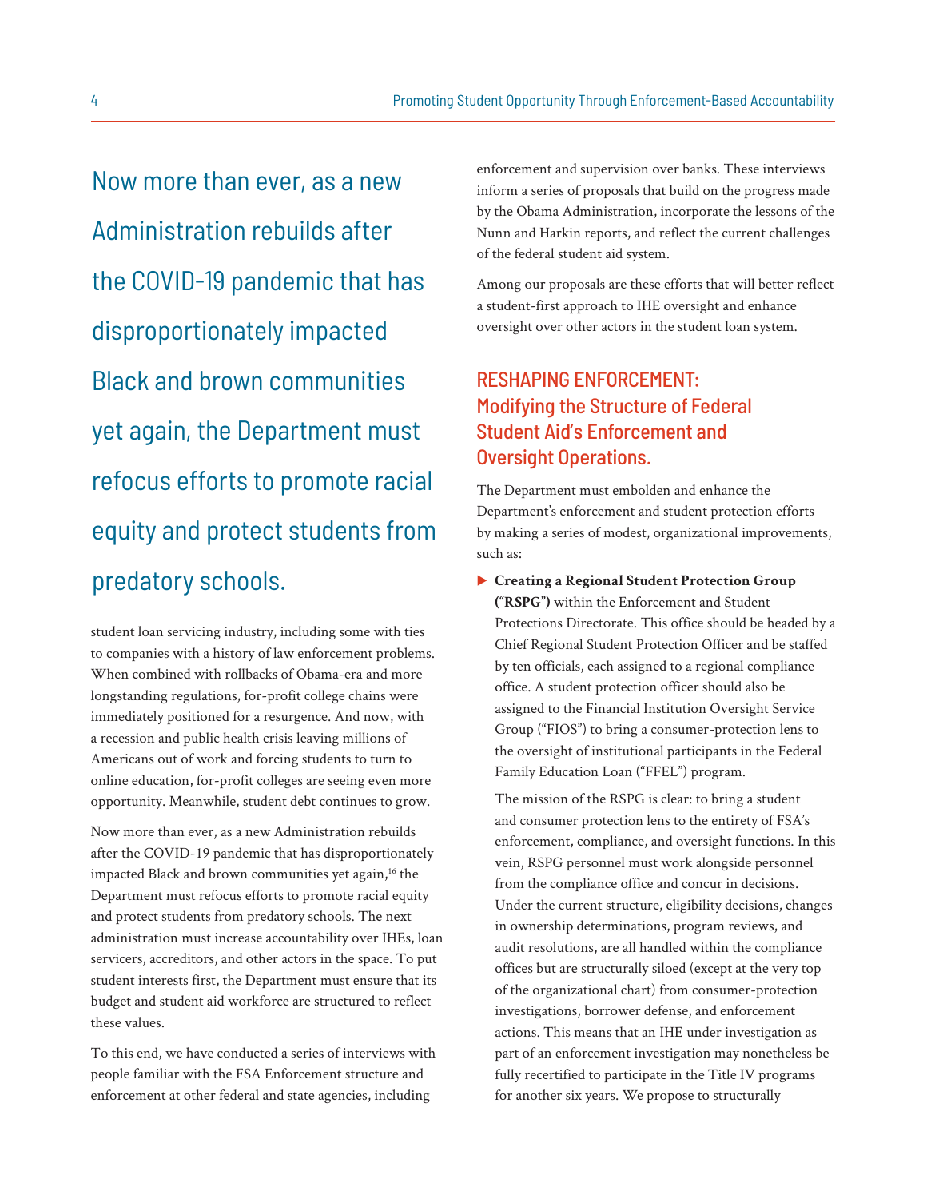Now more than ever, as a new Administration rebuilds after the COVID-19 pandemic that has disproportionately impacted Black and brown communities yet again, the Department must refocus efforts to promote racial equity and protect students from predatory schools.

student loan servicing industry, including some with ties to companies with a history of law enforcement problems. When combined with rollbacks of Obama-era and more longstanding regulations, for-profit college chains were immediately positioned for a resurgence. And now, with a recession and public health crisis leaving millions of Americans out of work and forcing students to turn to online education, for-profit colleges are seeing even more opportunity. Meanwhile, student debt continues to grow.

Now more than ever, as a new Administration rebuilds after the COVID-19 pandemic that has disproportionately impacted Black and brown communities yet again,[16] the Department must refocus efforts to promote racial equity and protect students from predatory schools. The next administration must increase accountability over IHEs, loan servicers, accreditors, and other actors in the space. To put student interests first, the Department must ensure that its budget and student aid workforce are structured to reflect these values.

To this end, we have conducted a series of interviews with people familiar with the FSA Enforcement structure and enforcement at other federal and state agencies, including enforcement and supervision over banks. These interviews inform a series of proposals that build on the progress made by the Obama Administration, incorporate the lessons of the Nunn and Harkin reports, and reflect the current challenges of the federal student aid system.

Among our proposals are these efforts that will better reflect a student-first approach to IHE oversight and enhance oversight over other actors in the student loan system.

## RESHAPING ENFORCEMENT: Modifying the Structure of Federal Student Aid's Enforcement and Oversight Operations.

The Department must embolden and enhance the Department's enforcement and student protection efforts by making a series of modest, organizational improvements, such as:

- **Creating a Regional Student Protection Group ("RSPG")** within the Enforcement and Student Protections Directorate. This office should be headed by a Chief Regional Student Protection Officer and be staffed by ten officials, each assigned to a regional compliance office. A student protection officer should also be assigned to the Financial Institution Oversight Service Group ("FIOS") to bring a consumer-protection lens to the oversight of institutional participants in the Federal Family Education Loan ("FFEL") program.

  The mission of the RSPG is clear: to bring a student and consumer protection lens to the entirety of FSA's enforcement, compliance, and oversight functions. In this vein, RSPG personnel must work alongside personnel from the compliance office and concur in decisions. Under the current structure, eligibility decisions, changes in ownership determinations, program reviews, and audit resolutions, are all handled within the compliance offices but are structurally siloed (except at the very top of the organizational chart) from consumer-protection investigations, borrower defense, and enforcement actions. This means that an IHE under investigation as part of an enforcement investigation may nonetheless be fully recertified to participate in the Title IV programs for another six years. We propose to structurally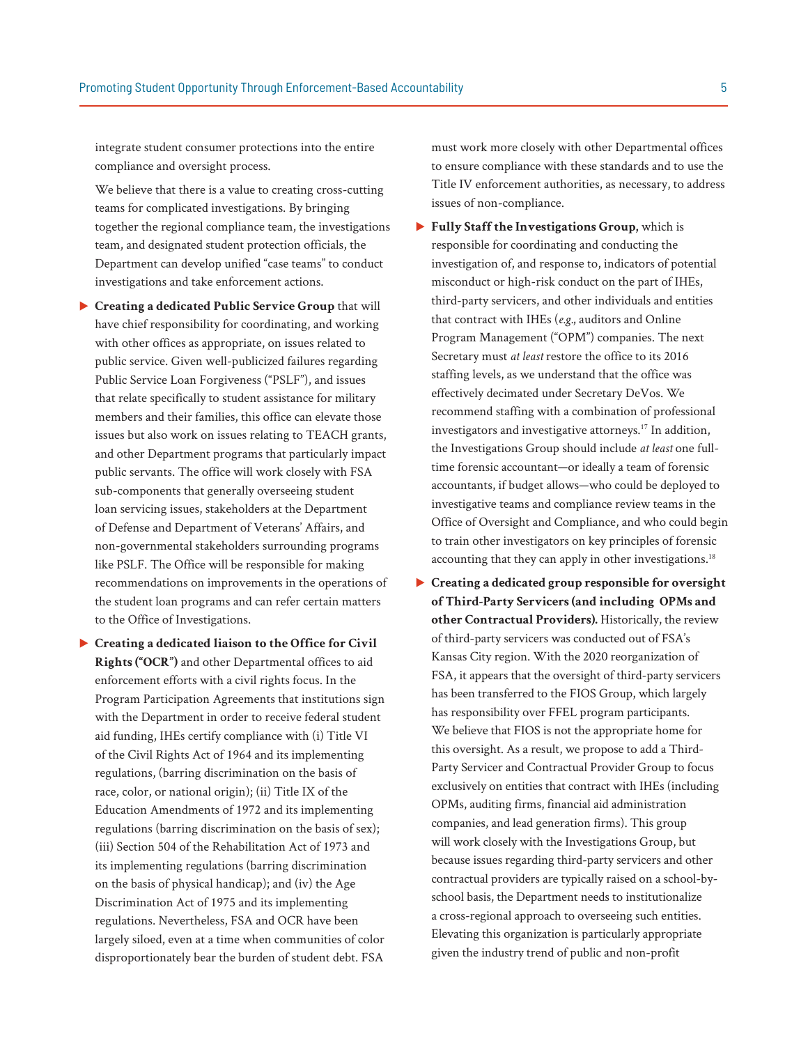integrate student consumer protections into the entire compliance and oversight process.

We believe that there is a value to creating cross-cutting teams for complicated investigations. By bringing together the regional compliance team, the investigations team, and designated student protection officials, the Department can develop unified "case teams" to conduct investigations and take enforcement actions.

- **Creating a dedicated Public Service Group** that will have chief responsibility for coordinating, and working with other offices as appropriate, on issues related to public service. Given well-publicized failures regarding Public Service Loan Forgiveness ("PSLF"), and issues that relate specifically to student assistance for military members and their families, this office can elevate those issues but also work on issues relating to TEACH grants, and other Department programs that particularly impact public servants. The office will work closely with FSA sub-components that generally overseeing student loan servicing issues, stakeholders at the Department of Defense and Department of Veterans' Affairs, and non-governmental stakeholders surrounding programs like PSLF. The Office will be responsible for making recommendations on improvements in the operations of the student loan programs and can refer certain matters to the Office of Investigations.

- **Creating a dedicated liaison to the Office for Civil Rights ("OCR")** and other Departmental offices to aid enforcement efforts with a civil rights focus. In the Program Participation Agreements that institutions sign with the Department in order to receive federal student aid funding, IHEs certify compliance with (i) Title VI of the Civil Rights Act of 1964 and its implementing regulations, (barring discrimination on the basis of race, color, or national origin); (ii) Title IX of the Education Amendments of 1972 and its implementing regulations (barring discrimination on the basis of sex); (iii) Section 504 of the Rehabilitation Act of 1973 and its implementing regulations (barring discrimination on the basis of physical handicap); and (iv) the Age Discrimination Act of 1975 and its implementing regulations. Nevertheless, FSA and OCR have been largely siloed, even at a time when communities of color disproportionately bear the burden of student debt. FSA must work more closely with other Departmental offices to ensure compliance with these standards and to use the Title IV enforcement authorities, as necessary, to address issues of non-compliance.

- **Fully Staff the Investigations Group,** which is responsible for coordinating and conducting the investigation of, and response to, indicators of potential misconduct or high-risk conduct on the part of IHEs, third-party servicers, and other individuals and entities that contract with IHEs (*e.g.*, auditors and Online Program Management ("OPM") companies. The next Secretary must *at least* restore the office to its 2016 staffing levels, as we understand that the office was effectively decimated under Secretary DeVos. We recommend staffing with a combination of professional investigators and investigative attorneys.[17] In addition, the Investigations Group should include *at least* one full-time forensic accountant—or ideally a team of forensic accountants, if budget allows—who could be deployed to investigative teams and compliance review teams in the Office of Oversight and Compliance, and who could begin to train other investigators on key principles of forensic accounting that they can apply in other investigations.[18]

- **Creating a dedicated group responsible for oversight of Third-Party Servicers (and including OPMs and other Contractual Providers).** Historically, the review of third-party servicers was conducted out of FSA's Kansas City region. With the 2020 reorganization of FSA, it appears that the oversight of third-party servicers has been transferred to the FIOS Group, which largely has responsibility over FFEL program participants. We believe that FIOS is not the appropriate home for this oversight. As a result, we propose to add a Third-Party Servicer and Contractual Provider Group to focus exclusively on entities that contract with IHEs (including OPMs, auditing firms, financial aid administration companies, and lead generation firms). This group will work closely with the Investigations Group, but because issues regarding third-party servicers and other contractual providers are typically raised on a school-by-school basis, the Department needs to institutionalize a cross-regional approach to overseeing such entities. Elevating this organization is particularly appropriate given the industry trend of public and non-profit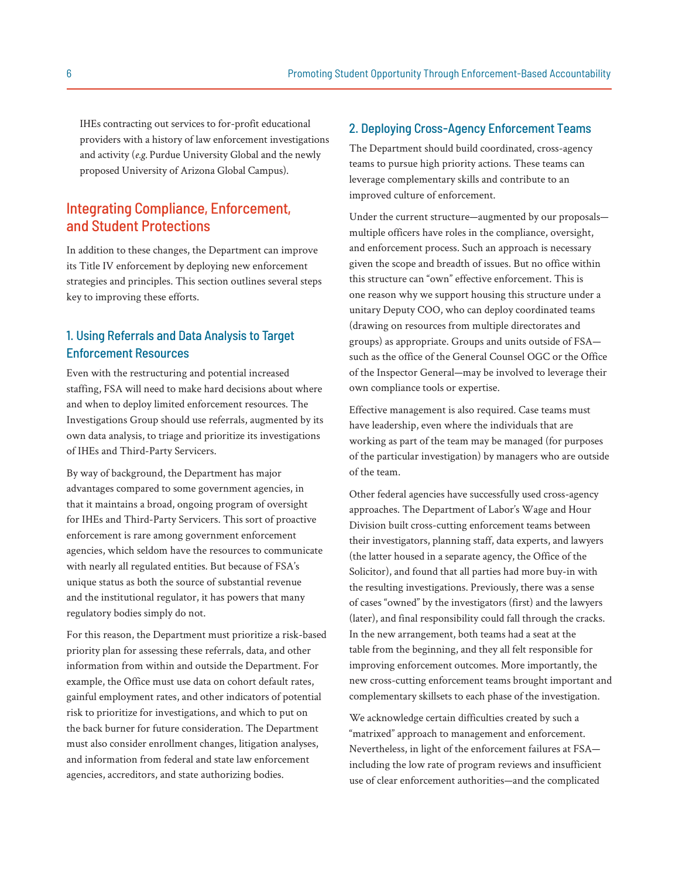IHEs contracting out services to for-profit educational providers with a history of law enforcement investigations and activity (*e.g.* Purdue University Global and the newly proposed University of Arizona Global Campus).

## Integrating Compliance, Enforcement, and Student Protections

In addition to these changes, the Department can improve its Title IV enforcement by deploying new enforcement strategies and principles. This section outlines several steps key to improving these efforts.

### 1. Using Referrals and Data Analysis to Target Enforcement Resources

Even with the restructuring and potential increased staffing, FSA will need to make hard decisions about where and when to deploy limited enforcement resources. The Investigations Group should use referrals, augmented by its own data analysis, to triage and prioritize its investigations of IHEs and Third-Party Servicers.

By way of background, the Department has major advantages compared to some government agencies, in that it maintains a broad, ongoing program of oversight for IHEs and Third-Party Servicers. This sort of proactive enforcement is rare among government enforcement agencies, which seldom have the resources to communicate with nearly all regulated entities. But because of FSA's unique status as both the source of substantial revenue and the institutional regulator, it has powers that many regulatory bodies simply do not.

For this reason, the Department must prioritize a risk-based priority plan for assessing these referrals, data, and other information from within and outside the Department. For example, the Office must use data on cohort default rates, gainful employment rates, and other indicators of potential risk to prioritize for investigations, and which to put on the back burner for future consideration. The Department must also consider enrollment changes, litigation analyses, and information from federal and state law enforcement agencies, accreditors, and state authorizing bodies.

### 2. Deploying Cross-Agency Enforcement Teams

The Department should build coordinated, cross-agency teams to pursue high priority actions. These teams can leverage complementary skills and contribute to an improved culture of enforcement.

Under the current structure—augmented by our proposals—multiple officers have roles in the compliance, oversight, and enforcement process. Such an approach is necessary given the scope and breadth of issues. But no office within this structure can "own" effective enforcement. This is one reason why we support housing this structure under a unitary Deputy COO, who can deploy coordinated teams (drawing on resources from multiple directorates and groups) as appropriate. Groups and units outside of FSA—such as the office of the General Counsel OGC or the Office of the Inspector General—may be involved to leverage their own compliance tools or expertise.

Effective management is also required. Case teams must have leadership, even where the individuals that are working as part of the team may be managed (for purposes of the particular investigation) by managers who are outside of the team.

Other federal agencies have successfully used cross-agency approaches. The Department of Labor's Wage and Hour Division built cross-cutting enforcement teams between their investigators, planning staff, data experts, and lawyers (the latter housed in a separate agency, the Office of the Solicitor), and found that all parties had more buy-in with the resulting investigations. Previously, there was a sense of cases "owned" by the investigators (first) and the lawyers (later), and final responsibility could fall through the cracks. In the new arrangement, both teams had a seat at the table from the beginning, and they all felt responsible for improving enforcement outcomes. More importantly, the new cross-cutting enforcement teams brought important and complementary skillsets to each phase of the investigation.

We acknowledge certain difficulties created by such a "matrixed" approach to management and enforcement. Nevertheless, in light of the enforcement failures at FSA—including the low rate of program reviews and insufficient use of clear enforcement authorities—and the complicated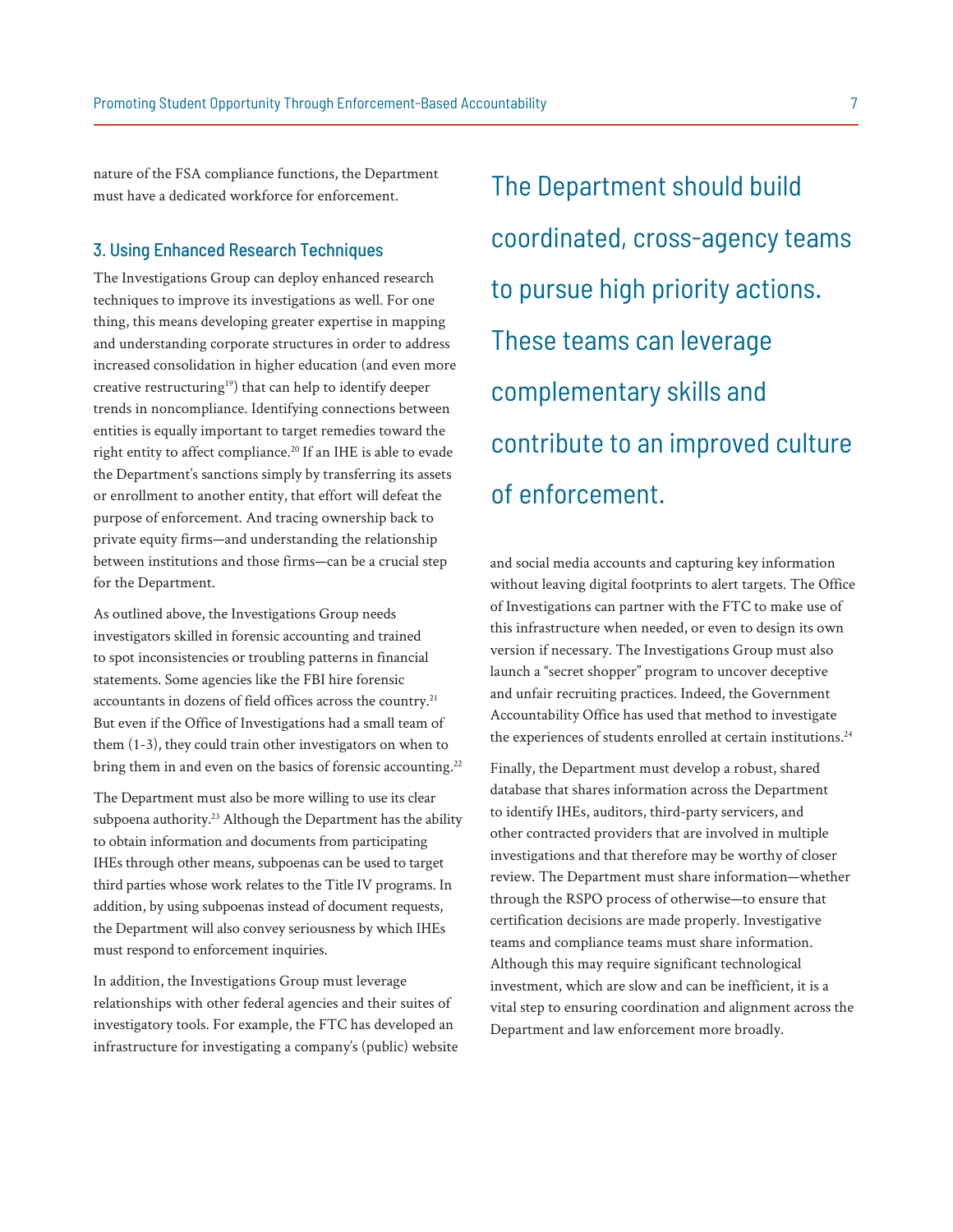nature of the FSA compliance functions, the Department must have a dedicated workforce for enforcement.

### 3. Using Enhanced Research Techniques

The Investigations Group can deploy enhanced research techniques to improve its investigations as well. For one thing, this means developing greater expertise in mapping and understanding corporate structures in order to address increased consolidation in higher education (and even more creative restructuring[19]) that can help to identify deeper trends in noncompliance. Identifying connections between entities is equally important to target remedies toward the right entity to affect compliance.[20] If an IHE is able to evade the Department's sanctions simply by transferring its assets or enrollment to another entity, that effort will defeat the purpose of enforcement. And tracing ownership back to private equity firms—and understanding the relationship between institutions and those firms—can be a crucial step for the Department.

As outlined above, the Investigations Group needs investigators skilled in forensic accounting and trained to spot inconsistencies or troubling patterns in financial statements. Some agencies like the FBI hire forensic accountants in dozens of field offices across the country.[21] But even if the Office of Investigations had a small team of them (1-3), they could train other investigators on when to bring them in and even on the basics of forensic accounting.[22]

The Department must also be more willing to use its clear subpoena authority.[23] Although the Department has the ability to obtain information and documents from participating IHEs through other means, subpoenas can be used to target third parties whose work relates to the Title IV programs. In addition, by using subpoenas instead of document requests, the Department will also convey seriousness by which IHEs must respond to enforcement inquiries.

In addition, the Investigations Group must leverage relationships with other federal agencies and their suites of investigatory tools. For example, the FTC has developed an infrastructure for investigating a company's (public) website and social media accounts and capturing key information without leaving digital footprints to alert targets. The Office of Investigations can partner with the FTC to make use of this infrastructure when needed, or even to design its own version if necessary. The Investigations Group must also launch a "secret shopper" program to uncover deceptive and unfair recruiting practices. Indeed, the Government Accountability Office has used that method to investigate the experiences of students enrolled at certain institutions.[24]

> The Department should build coordinated, cross-agency teams to pursue high priority actions. These teams can leverage complementary skills and contribute to an improved culture of enforcement.

Finally, the Department must develop a robust, shared database that shares information across the Department to identify IHEs, auditors, third-party servicers, and other contracted providers that are involved in multiple investigations and that therefore may be worthy of closer review. The Department must share information—whether through the RSPO process of otherwise—to ensure that certification decisions are made properly. Investigative teams and compliance teams must share information. Although this may require significant technological investment, which are slow and can be inefficient, it is a vital step to ensuring coordination and alignment across the Department and law enforcement more broadly.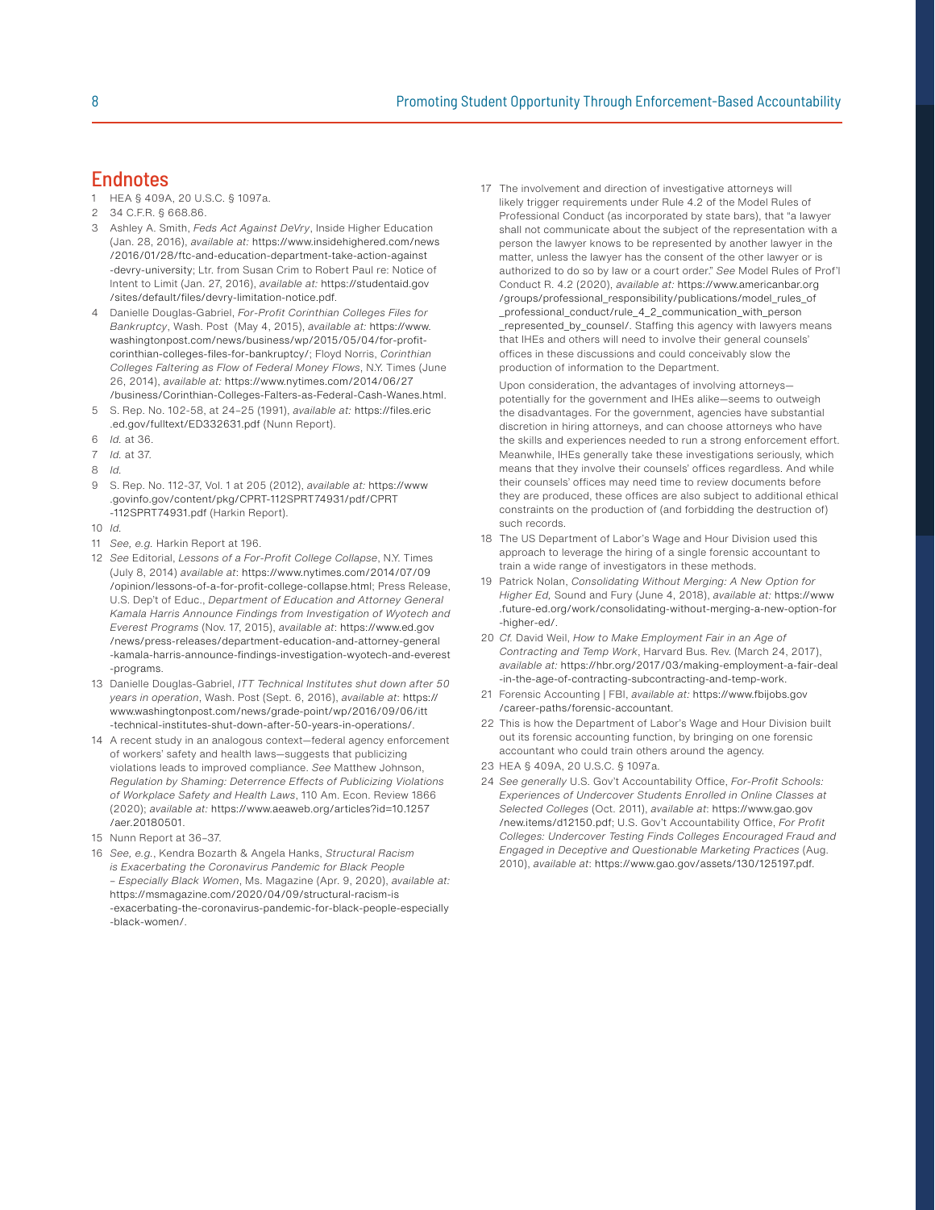## Endnotes

1. HEA § 409A, 20 U.S.C. § 1097a.
2. 34 C.F.R. § 668.86.
3. Ashley A. Smith, *Feds Act Against DeVry*, Inside Higher Education (Jan. 28, 2016), *available at:* https://www.insidehighered.com/news/2016/01/28/ftc-and-education-department-take-action-against-devry-university; Ltr. from Susan Crim to Robert Paul re: Notice of Intent to Limit (Jan. 27, 2016), *available at:* https://studentaid.gov/sites/default/files/devry-limitation-notice.pdf.
4. Danielle Douglas-Gabriel, *For-Profit Corinthian Colleges Files for Bankruptcy*, Wash. Post (May 4, 2015), *available at:* https://www.washingtonpost.com/news/business/wp/2015/05/04/for-profit-corinthian-colleges-files-for-bankruptcy/; Floyd Norris, *Corinthian Colleges Faltering as Flow of Federal Money Flows*, N.Y. Times (June 26, 2014), *available at:* https://www.nytimes.com/2014/06/27/business/Corinthian-Colleges-Falters-as-Federal-Cash-Wanes.html.
5. S. Rep. No. 102-58, at 24–25 (1991), *available at:* https://files.eric.ed.gov/fulltext/ED332631.pdf (Nunn Report).
6. *Id.* at 36.
7. *Id.* at 37.
8. *Id.*
9. S. Rep. No. 112-37, Vol. 1 at 205 (2012), *available at:* https://www.govinfo.gov/content/pkg/CPRT-112SPRT74931/pdf/CPRT-112SPRT74931.pdf (Harkin Report).
10. *Id.*
11. *See, e.g.* Harkin Report at 196.
12. *See* Editorial, *Lessons of a For-Profit College Collapse*, N.Y. Times (July 8, 2014) *available at:* https://www.nytimes.com/2014/07/09/opinion/lessons-of-a-for-profit-college-collapse.html; Press Release, U.S. Dep't of Educ., *Department of Education and Attorney General Kamala Harris Announce Findings from Investigation of Wyotech and Everest Programs* (Nov. 17, 2015), *available at*: https://www.ed.gov/news/press-releases/department-education-and-attorney-general-kamala-harris-announce-findings-investigation-wyotech-and-everest-programs.
13. Danielle Douglas-Gabriel, *ITT Technical Institutes shut down after 50 years in operation*, Wash. Post (Sept. 6, 2016), *available at*: https://www.washingtonpost.com/news/grade-point/wp/2016/09/06/itt-technical-institutes-shut-down-after-50-years-in-operations/.
14. A recent study in an analogous context—federal agency enforcement of workers' safety and health laws—suggests that publicizing violations leads to improved compliance. *See* Matthew Johnson, *Regulation by Shaming: Deterrence Effects of Publicizing Violations of Workplace Safety and Health Laws*, 110 Am. Econ. Review 1866 (2020); *available at:* https://www.aeaweb.org/articles?id=10.1257/aer.20180501.
15. Nunn Report at 36–37.
16. *See, e.g.*, Kendra Bozarth & Angela Hanks, *Structural Racism is Exacerbating the Coronavirus Pandemic for Black People – Especially Black Women*, Ms. Magazine (Apr. 9, 2020), *available at:* https://msmagazine.com/2020/04/09/structural-racism-is-exacerbating-the-coronavirus-pandemic-for-black-people-especially-black-women/.
17. The involvement and direction of investigative attorneys will likely trigger requirements under Rule 4.2 of the Model Rules of Professional Conduct (as incorporated by state bars), that "a lawyer shall not communicate about the subject of the representation with a person the lawyer knows to be represented by another lawyer in the matter, unless the lawyer has the consent of the other lawyer or is authorized to do so by law or a court order." *See* Model Rules of Prof'l Conduct R. 4.2 (2020), *available at:* https://www.americanbar.org/groups/professional_responsibility/publications/model_rules_of_professional_conduct/rule_4_2_communication_with_person_represented_by_counsel/. Staffing this agency with lawyers means that IHEs and others will need to involve their general counsels' offices in these discussions and could conceivably slow the production of information to the Department.

    Upon consideration, the advantages of involving attorneys—potentially for the government and IHEs alike—seems to outweigh the disadvantages. For the government, agencies have substantial discretion in hiring attorneys, and can choose attorneys who have the skills and experiences needed to run a strong enforcement effort. Meanwhile, IHEs generally take these investigations seriously, which means that they involve their counsels' offices regardless. And while their counsels' offices may need time to review documents before they are produced, these offices are also subject to additional ethical constraints on the production of (and forbidding the destruction of) such records.
18. The US Department of Labor's Wage and Hour Division used this approach to leverage the hiring of a single forensic accountant to train a wide range of investigators in these methods.
19. Patrick Nolan, *Consolidating Without Merging: A New Option for Higher Ed*, Sound and Fury (June 4, 2018), *available at:* https://www.future-ed.org/work/consolidating-without-merging-a-new-option-for-higher-ed/.
20. *Cf.* David Weil, *How to Make Employment Fair in an Age of Contracting and Temp Work*, Harvard Bus. Rev. (March 24, 2017), *available at:* https://hbr.org/2017/03/making-employment-a-fair-deal-in-the-age-of-contracting-subcontracting-and-temp-work.
21. Forensic Accounting | FBI, *available at:* https://www.fbijobs.gov/career-paths/forensic-accountant.
22. This is how the Department of Labor's Wage and Hour Division built out its forensic accounting function, by bringing on one forensic accountant who could train others around the agency.
23. HEA § 409A, 20 U.S.C. § 1097a.
24. *See generally* U.S. Gov't Accountability Office, *For-Profit Schools: Experiences of Undercover Students Enrolled in Online Classes at Selected Colleges* (Oct. 2011), *available at*: https://www.gao.gov/new.items/d12150.pdf; U.S. Gov't Accountability Office, *For Profit Colleges: Undercover Testing Finds Colleges Encouraged Fraud and Engaged in Deceptive and Questionable Marketing Practices* (Aug. 2010), *available at*: https://www.gao.gov/assets/130/125197.pdf.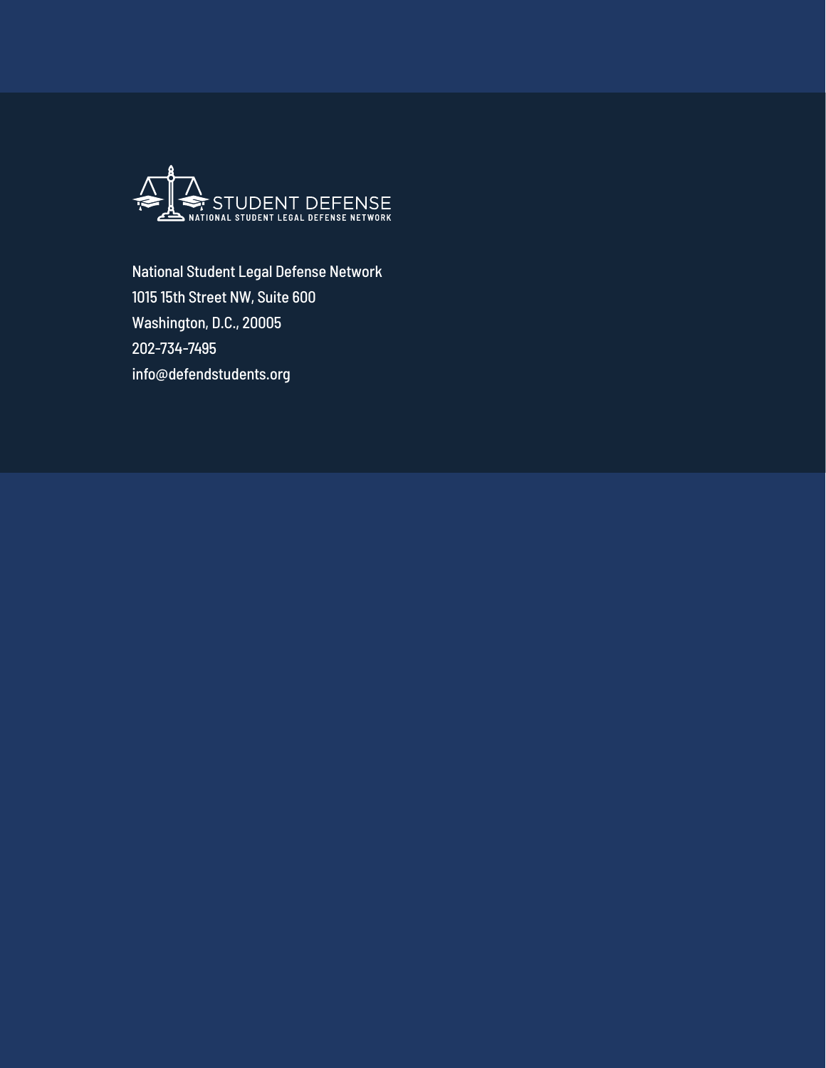STUDENT DEFENSE
NATIONAL STUDENT LEGAL DEFENSE NETWORK

National Student Legal Defense Network
1015 15th Street NW, Suite 600
Washington, D.C., 20005
202-734-7495
info@defendstudents.org